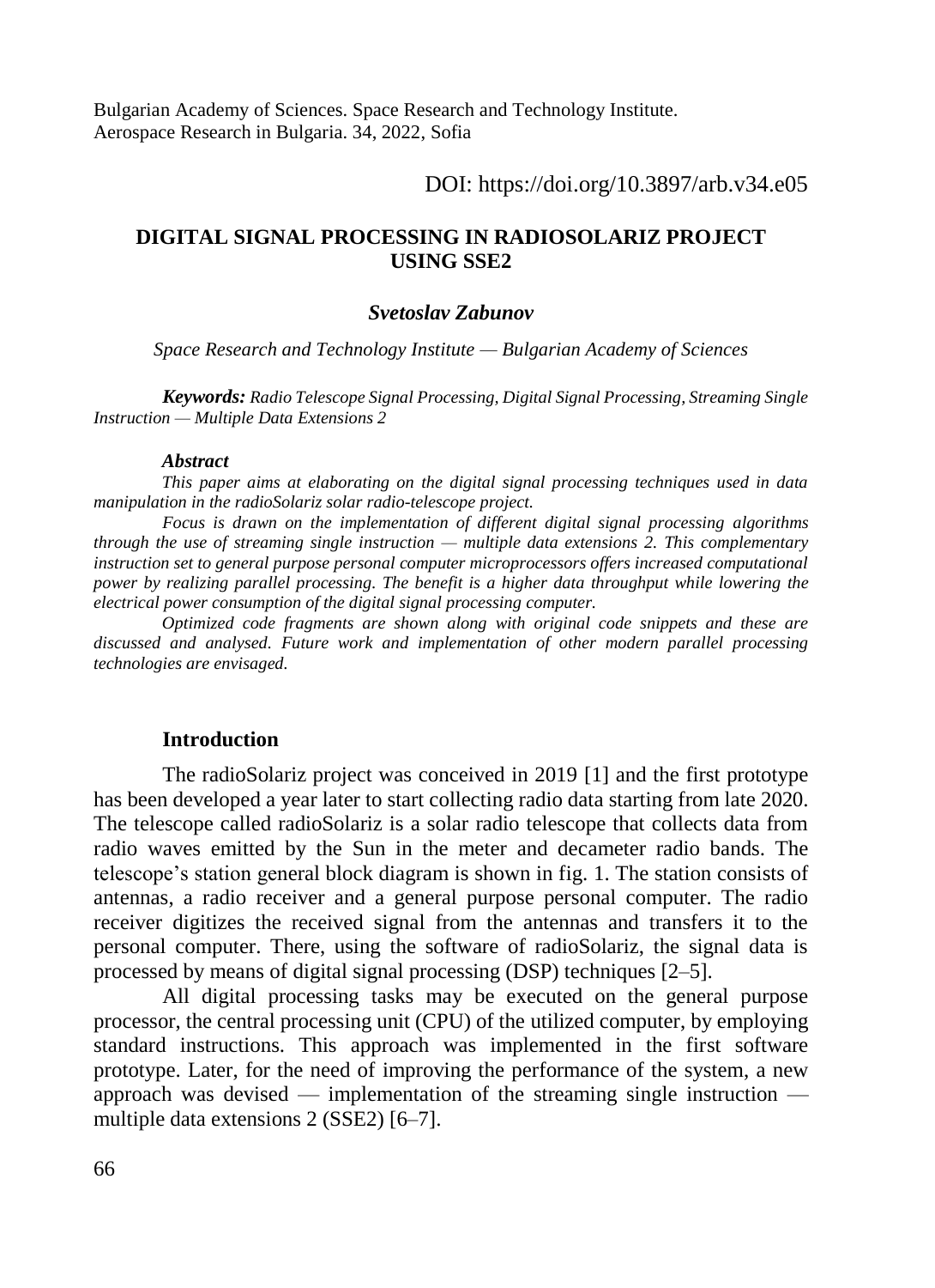Bulgarian Academy of Sciences. Space Research and Technology Institute.
Aerospace Research in Bulgaria. 34, 2022, Sofia

DOI: https://doi.org/10.3897/arb.v34.e05

# DIGITAL SIGNAL PROCESSING IN RADIOSOLARIZ PROJECT USING SSE2

***Svetoslav Zabunov***

*Space Research and Technology Institute — Bulgarian Academy of Sciences*

***Keywords:*** *Radio Telescope Signal Processing, Digital Signal Processing, Streaming Single Instruction — Multiple Data Extensions 2*

***Abstract***

*This paper aims at elaborating on the digital signal processing techniques used in data manipulation in the radioSolariz solar radio-telescope project.*

*Focus is drawn on the implementation of different digital signal processing algorithms through the use of streaming single instruction — multiple data extensions 2. This complementary instruction set to general purpose personal computer microprocessors offers increased computational power by realizing parallel processing. The benefit is a higher data throughput while lowering the electrical power consumption of the digital signal processing computer.*

*Optimized code fragments are shown along with original code snippets and these are discussed and analysed. Future work and implementation of other modern parallel processing technologies are envisaged.*

## Introduction

The radioSolariz project was conceived in 2019 [1] and the first prototype has been developed a year later to start collecting radio data starting from late 2020. The telescope called radioSolariz is a solar radio telescope that collects data from radio waves emitted by the Sun in the meter and decameter radio bands. The telescope's station general block diagram is shown in fig. 1. The station consists of antennas, a radio receiver and a general purpose personal computer. The radio receiver digitizes the received signal from the antennas and transfers it to the personal computer. There, using the software of radioSolariz, the signal data is processed by means of digital signal processing (DSP) techniques [2–5].

All digital processing tasks may be executed on the general purpose processor, the central processing unit (CPU) of the utilized computer, by employing standard instructions. This approach was implemented in the first software prototype. Later, for the need of improving the performance of the system, a new approach was devised — implementation of the streaming single instruction — multiple data extensions 2 (SSE2) [6–7].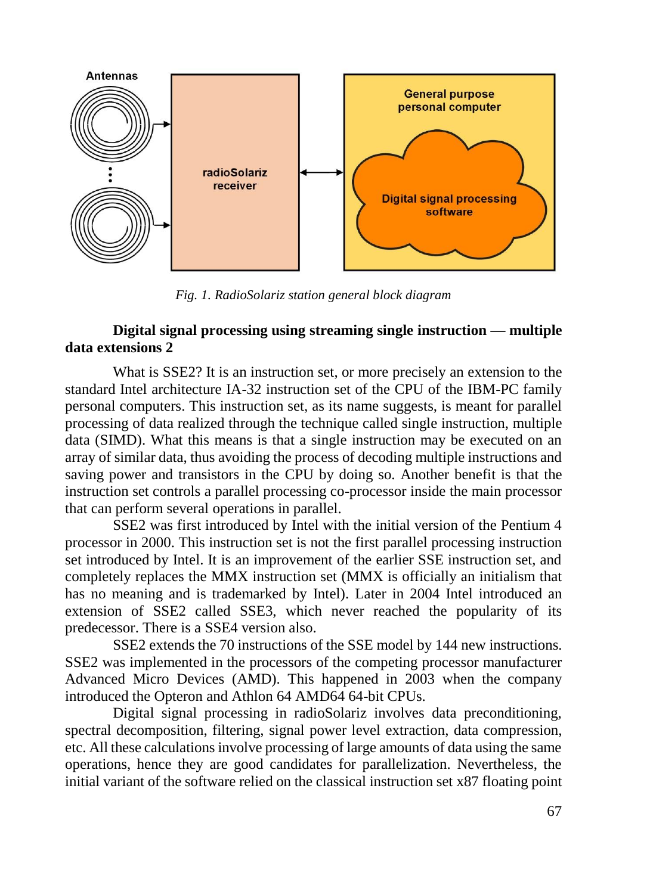*Fig. 1. RadioSolariz station general block diagram*

**Digital signal processing using streaming single instruction — multiple data extensions 2**

What is SSE2? It is an instruction set, or more precisely an extension to the standard Intel architecture IA-32 instruction set of the CPU of the IBM-PC family personal computers. This instruction set, as its name suggests, is meant for parallel processing of data realized through the technique called single instruction, multiple data (SIMD). What this means is that a single instruction may be executed on an array of similar data, thus avoiding the process of decoding multiple instructions and saving power and transistors in the CPU by doing so. Another benefit is that the instruction set controls a parallel processing co-processor inside the main processor that can perform several operations in parallel.

SSE2 was first introduced by Intel with the initial version of the Pentium 4 processor in 2000. This instruction set is not the first parallel processing instruction set introduced by Intel. It is an improvement of the earlier SSE instruction set, and completely replaces the MMX instruction set (MMX is officially an initialism that has no meaning and is trademarked by Intel). Later in 2004 Intel introduced an extension of SSE2 called SSE3, which never reached the popularity of its predecessor. There is a SSE4 version also.

SSE2 extends the 70 instructions of the SSE model by 144 new instructions. SSE2 was implemented in the processors of the competing processor manufacturer Advanced Micro Devices (AMD). This happened in 2003 when the company introduced the Opteron and Athlon 64 AMD64 64-bit CPUs.

Digital signal processing in radioSolariz involves data preconditioning, spectral decomposition, filtering, signal power level extraction, data compression, etc. All these calculations involve processing of large amounts of data using the same operations, hence they are good candidates for parallelization. Nevertheless, the initial variant of the software relied on the classical instruction set x87 floating point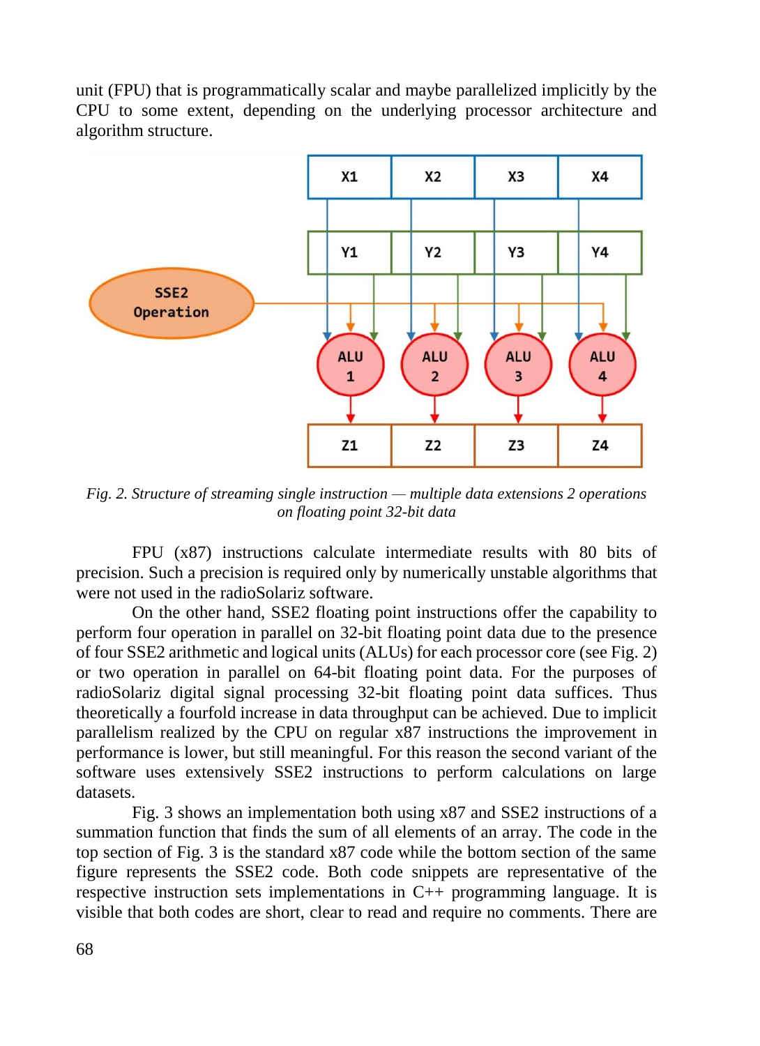unit (FPU) that is programmatically scalar and maybe parallelized implicitly by the CPU to some extent, depending on the underlying processor architecture and algorithm structure.

*Fig. 2. Structure of streaming single instruction — multiple data extensions 2 operations on floating point 32-bit data*

FPU (x87) instructions calculate intermediate results with 80 bits of precision. Such a precision is required only by numerically unstable algorithms that were not used in the radioSolariz software.

On the other hand, SSE2 floating point instructions offer the capability to perform four operation in parallel on 32-bit floating point data due to the presence of four SSE2 arithmetic and logical units (ALUs) for each processor core (see Fig. 2) or two operation in parallel on 64-bit floating point data. For the purposes of radioSolariz digital signal processing 32-bit floating point data suffices. Thus theoretically a fourfold increase in data throughput can be achieved. Due to implicit parallelism realized by the CPU on regular x87 instructions the improvement in performance is lower, but still meaningful. For this reason the second variant of the software uses extensively SSE2 instructions to perform calculations on large datasets.

Fig. 3 shows an implementation both using x87 and SSE2 instructions of a summation function that finds the sum of all elements of an array. The code in the top section of Fig. 3 is the standard x87 code while the bottom section of the same figure represents the SSE2 code. Both code snippets are representative of the respective instruction sets implementations in C++ programming language. It is visible that both codes are short, clear to read and require no comments. There are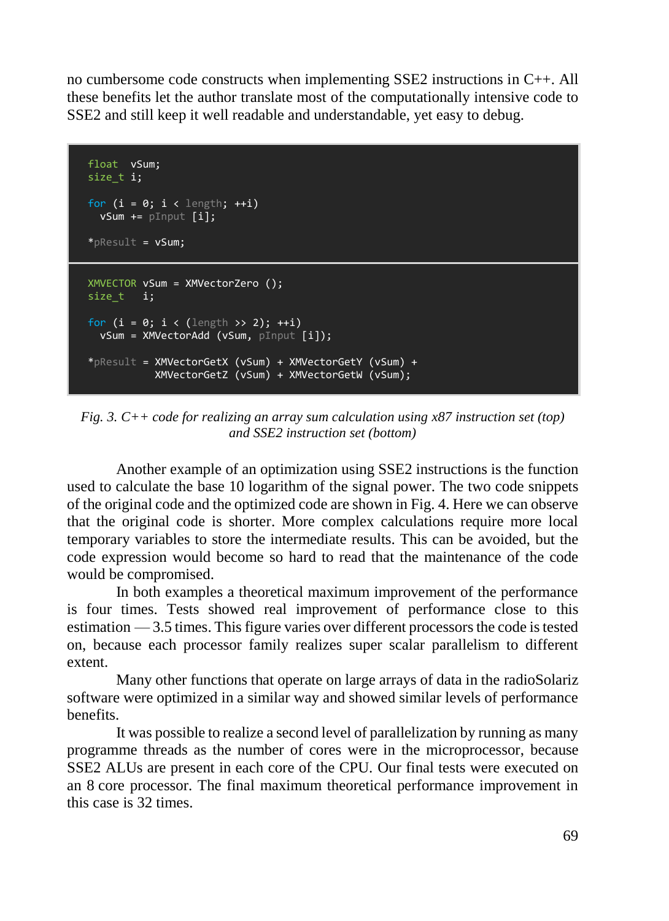no cumbersome code constructs when implementing SSE2 instructions in C++. All these benefits let the author translate most of the computationally intensive code to SSE2 and still keep it well readable and understandable, yet easy to debug.

```
float  vSum;
size_t i;

for (i = 0; i < length; ++i)
  vSum += pInput [i];

*pResult = vSum;
```

```
XMVECTOR vSum = XMVectorZero ();
size_t   i;

for (i = 0; i < (length >> 2); ++i)
  vSum = XMVectorAdd (vSum, pInput [i]);

*pResult = XMVectorGetX (vSum) + XMVectorGetY (vSum) +
           XMVectorGetZ (vSum) + XMVectorGetW (vSum);
```

*Fig. 3. C++ code for realizing an array sum calculation using x87 instruction set (top) and SSE2 instruction set (bottom)*

Another example of an optimization using SSE2 instructions is the function used to calculate the base 10 logarithm of the signal power. The two code snippets of the original code and the optimized code are shown in Fig. 4. Here we can observe that the original code is shorter. More complex calculations require more local temporary variables to store the intermediate results. This can be avoided, but the code expression would become so hard to read that the maintenance of the code would be compromised.

In both examples a theoretical maximum improvement of the performance is four times. Tests showed real improvement of performance close to this estimation — 3.5 times. This figure varies over different processors the code is tested on, because each processor family realizes super scalar parallelism to different extent.

Many other functions that operate on large arrays of data in the radioSolariz software were optimized in a similar way and showed similar levels of performance benefits.

It was possible to realize a second level of parallelization by running as many programme threads as the number of cores were in the microprocessor, because SSE2 ALUs are present in each core of the CPU. Our final tests were executed on an 8 core processor. The final maximum theoretical performance improvement in this case is 32 times.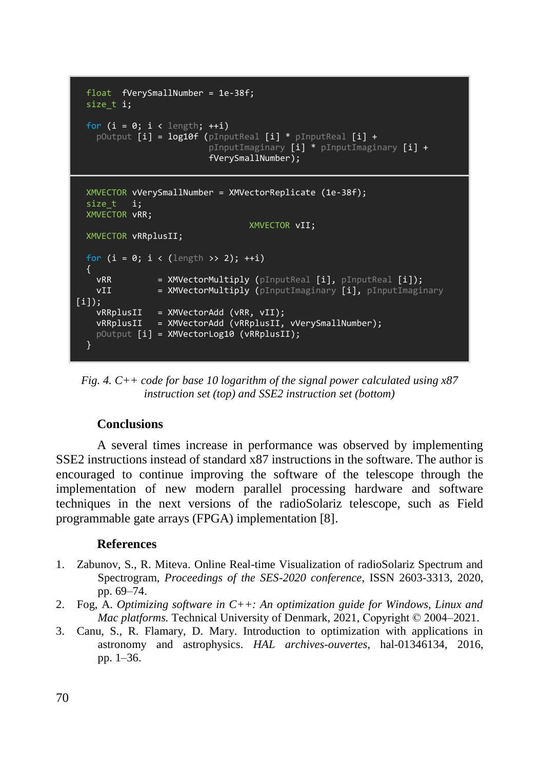```
float  fVerySmallNumber = 1e-38f;
size_t i;

for (i = 0; i < length; ++i)
  pOutput [i] = log10f (pInputReal [i] * pInputReal [i] +
                        pInputImaginary [i] * pInputImaginary [i] +
                        fVerySmallNumber);
```

```
XMVECTOR vVerySmallNumber = XMVectorReplicate (1e-38f);
size_t   i;
XMVECTOR vRR;
                                XMVECTOR vII;
XMVECTOR vRRplusII;

for (i = 0; i < (length >> 2); ++i)
{
  vRR         = XMVectorMultiply (pInputReal [i], pInputReal [i]);
  vII         = XMVectorMultiply (pInputImaginary [i], pInputImaginary
[i]);
  vRRplusII   = XMVectorAdd (vRR, vII);
  vRRplusII   = XMVectorAdd (vRRplusII, vVerySmallNumber);
  pOutput [i] = XMVectorLog10 (vRRplusII);
}
```

*Fig. 4. C++ code for base 10 logarithm of the signal power calculated using x87 instruction set (top) and SSE2 instruction set (bottom)*

## Conclusions

A several times increase in performance was observed by implementing SSE2 instructions instead of standard x87 instructions in the software. The author is encouraged to continue improving the software of the telescope through the implementation of new modern parallel processing hardware and software techniques in the next versions of the radioSolariz telescope, such as Field programmable gate arrays (FPGA) implementation [8].

## References

1. Zabunov, S., R. Miteva. Online Real-time Visualization of radioSolariz Spectrum and Spectrogram, *Proceedings of the SES-2020 conference*, ISSN 2603-3313, 2020, pp. 69–74.
2. Fog, A. *Optimizing software in C++: An optimization guide for Windows, Linux and Mac platforms.* Technical University of Denmark, 2021, Copyright © 2004–2021.
3. Canu, S., R. Flamary, D. Mary. Introduction to optimization with applications in astronomy and astrophysics. *HAL archives-ouvertes*, hal-01346134, 2016, pp. 1–36.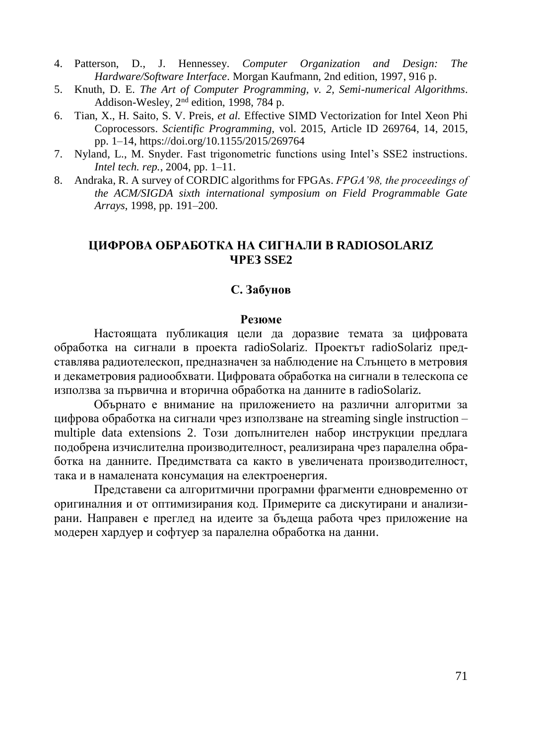4. Patterson, D., J. Hennessey. *Computer Organization and Design: The Hardware/Software Interface*. Morgan Kaufmann, 2nd edition, 1997, 916 p.
5. Knuth, D. E. *The Art of Computer Programming, v. 2, Semi-numerical Algorithms*. Addison-Wesley, 2nd edition, 1998, 784 p.
6. Tian, X., H. Saito, S. V. Preis, *et al.* Effective SIMD Vectorization for Intel Xeon Phi Coprocessors. *Scientific Programming*, vol. 2015, Article ID 269764, 14, 2015, pp. 1–14, https://doi.org/10.1155/2015/269764
7. Nyland, L., M. Snyder. Fast trigonometric functions using Intel's SSE2 instructions. *Intel tech. rep.*, 2004, pp. 1–11.
8. Andraka, R. A survey of CORDIC algorithms for FPGAs. *FPGA'98, the proceedings of the ACM/SIGDA sixth international symposium on Field Programmable Gate Arrays*, 1998, pp. 191–200.

## ЦИФРОВА ОБРАБОТКА НА СИГНАЛИ В RADIOSOLARIZ ЧРЕЗ SSE2

**С. Забунов**

**Резюме**

Настоящата публикация цели да доразвие темата за цифровата обработка на сигнали в проекта radioSolariz. Проектът radioSolariz представлява радиотелескоп, предназначен за наблюдение на Слънцето в метровия и декаметровия радиообхвати. Цифровата обработка на сигнали в телескопа се използва за първична и вторична обработка на данните в radioSolariz.

Обърнато е внимание на приложението на различни алгоритми за цифрова обработка на сигнали чрез използване на streaming single instruction – multiple data extensions 2. Този допълнителен набор инструкции предлага подобрена изчислителна производителност, реализирана чрез паралелна обработка на данните. Предимствата са както в увеличената производителност, така и в намалената консумация на електроенергия.

Представени са алгоритмични програмни фрагменти едновременно от оригиналния и от оптимизирания код. Примерите са дискутирани и анализирани. Направен е преглед на идеите за бъдеща работа чрез приложение на модерен хардуер и софтуер за паралелна обработка на данни.